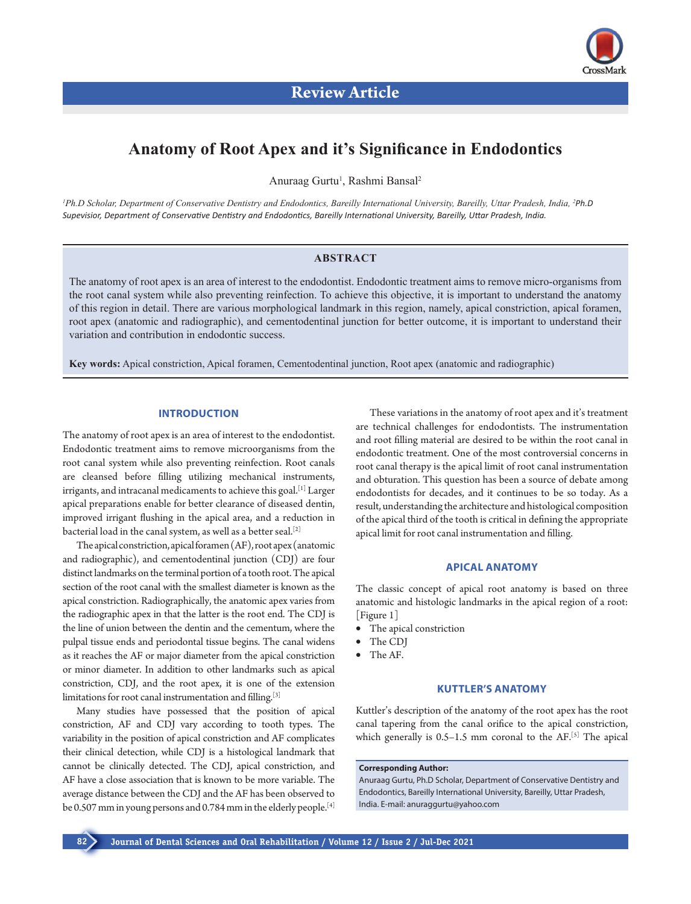Review Article

# Anatomy of Root Apex and it's Significance in Endodontics

Anuraag Gurtu[1], Rashmi Bansal[2]

[1]*Ph.D Scholar, Department of Conservative Dentistry and Endodontics, Bareilly International University, Bareilly, Uttar Pradesh, India,* [2]*Ph.D Supevisior, Department of Conservative Dentistry and Endodontics, Bareilly International University, Bareilly, Uttar Pradesh, India.*

## ABSTRACT

The anatomy of root apex is an area of interest to the endodontist. Endodontic treatment aims to remove micro-organisms from the root canal system while also preventing reinfection. To achieve this objective, it is important to understand the anatomy of this region in detail. There are various morphological landmark in this region, namely, apical constriction, apical foramen, root apex (anatomic and radiographic), and cementodentinal junction for better outcome, it is important to understand their variation and contribution in endodontic success.

**Key words:** Apical constriction, Apical foramen, Cementodentinal junction, Root apex (anatomic and radiographic)

## INTRODUCTION

The anatomy of root apex is an area of interest to the endodontist. Endodontic treatment aims to remove microorganisms from the root canal system while also preventing reinfection. Root canals are cleansed before filling utilizing mechanical instruments, irrigants, and intracanal medicaments to achieve this goal.[1] Larger apical preparations enable for better clearance of diseased dentin, improved irrigant flushing in the apical area, and a reduction in bacterial load in the canal system, as well as a better seal.[2]

The apical constriction, apical foramen (AF), root apex (anatomic and radiographic), and cementodentinal junction (CDJ) are four distinct landmarks on the terminal portion of a tooth root. The apical section of the root canal with the smallest diameter is known as the apical constriction. Radiographically, the anatomic apex varies from the radiographic apex in that the latter is the root end. The CDJ is the line of union between the dentin and the cementum, where the pulpal tissue ends and periodontal tissue begins. The canal widens as it reaches the AF or major diameter from the apical constriction or minor diameter. In addition to other landmarks such as apical constriction, CDJ, and the root apex, it is one of the extension limitations for root canal instrumentation and filling.[3]

Many studies have possessed that the position of apical constriction, AF and CDJ vary according to tooth types. The variability in the position of apical constriction and AF complicates their clinical detection, while CDJ is a histological landmark that cannot be clinically detected. The CDJ, apical constriction, and AF have a close association that is known to be more variable. The average distance between the CDJ and the AF has been observed to be 0.507 mm in young persons and 0.784 mm in the elderly people.[4]

These variations in the anatomy of root apex and it's treatment are technical challenges for endodontists. The instrumentation and root filling material are desired to be within the root canal in endodontic treatment. One of the most controversial concerns in root canal therapy is the apical limit of root canal instrumentation and obturation. This question has been a source of debate among endodontists for decades, and it continues to be so today. As a result, understanding the architecture and histological composition of the apical third of the tooth is critical in defining the appropriate apical limit for root canal instrumentation and filling.

## APICAL ANATOMY

The classic concept of apical root anatomy is based on three anatomic and histologic landmarks in the apical region of a root: [Figure 1]

- The apical constriction
- The CDJ
- The AF.

## KUTTLER'S ANATOMY

Kuttler's description of the anatomy of the root apex has the root canal tapering from the canal orifice to the apical constriction, which generally is 0.5–1.5 mm coronal to the AF.[5] The apical

**Corresponding Author:**
Anuraag Gurtu, Ph.D Scholar, Department of Conservative Dentistry and Endodontics, Bareilly International University, Bareilly, Uttar Pradesh, India. E-mail: anuraaggurtu@yahoo.com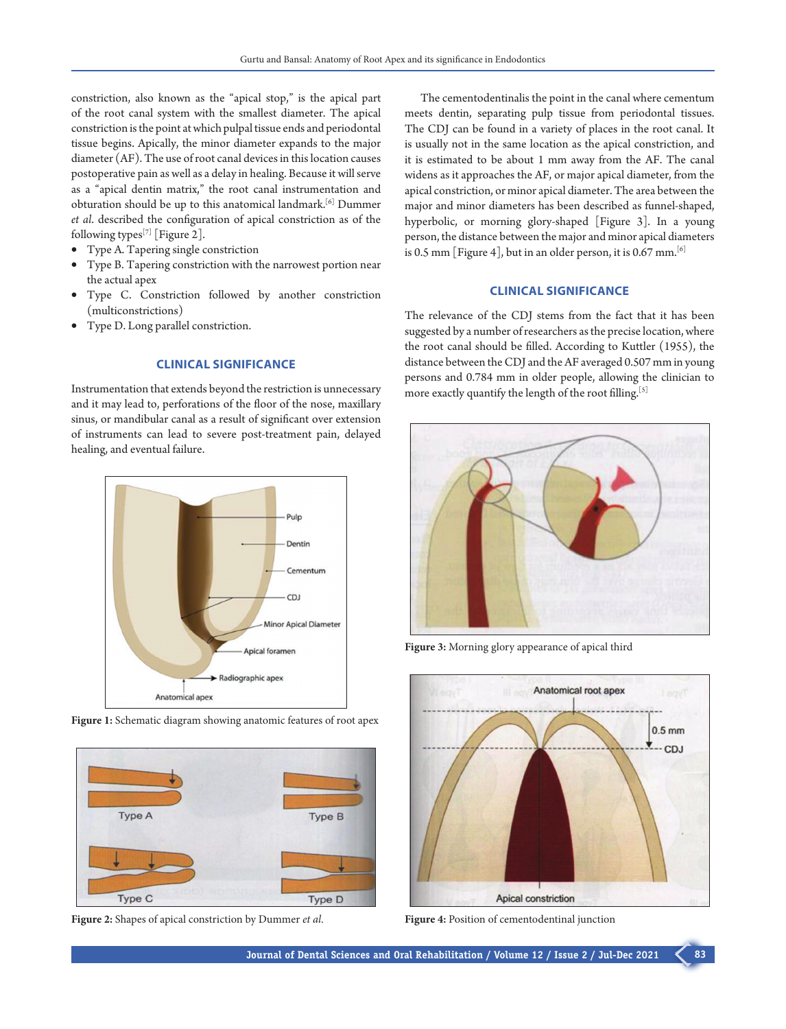constriction, also known as the "apical stop," is the apical part of the root canal system with the smallest diameter. The apical constriction is the point at which pulpal tissue ends and periodontal tissue begins. Apically, the minor diameter expands to the major diameter (AF). The use of root canal devices in this location causes postoperative pain as well as a delay in healing. Because it will serve as a "apical dentin matrix," the root canal instrumentation and obturation should be up to this anatomical landmark.[6] Dummer *et al.* described the configuration of apical constriction as of the following types[7] [Figure 2].

- Type A. Tapering single constriction
- Type B. Tapering constriction with the narrowest portion near the actual apex
- Type C. Constriction followed by another constriction (multiconstrictions)
- Type D. Long parallel constriction.

## CLINICAL SIGNIFICANCE

Instrumentation that extends beyond the restriction is unnecessary and it may lead to, perforations of the floor of the nose, maxillary sinus, or mandibular canal as a result of significant over extension of instruments can lead to severe post-treatment pain, delayed healing, and eventual failure.

**Figure 1:** Schematic diagram showing anatomic features of root apex

**Figure 2:** Shapes of apical constriction by Dummer *et al.*

The cementodentinalis the point in the canal where cementum meets dentin, separating pulp tissue from periodontal tissues. The CDJ can be found in a variety of places in the root canal. It is usually not in the same location as the apical constriction, and it is estimated to be about 1 mm away from the AF. The canal widens as it approaches the AF, or major apical diameter, from the apical constriction, or minor apical diameter. The area between the major and minor diameters has been described as funnel-shaped, hyperbolic, or morning glory-shaped [Figure 3]. In a young person, the distance between the major and minor apical diameters is 0.5 mm [Figure 4], but in an older person, it is 0.67 mm.[6]

## CLINICAL SIGNIFICANCE

The relevance of the CDJ stems from the fact that it has been suggested by a number of researchers as the precise location, where the root canal should be filled. According to Kuttler (1955), the distance between the CDJ and the AF averaged 0.507 mm in young persons and 0.784 mm in older people, allowing the clinician to more exactly quantify the length of the root filling.[5]

**Figure 3:** Morning glory appearance of apical third

**Figure 4:** Position of cementodentinal junction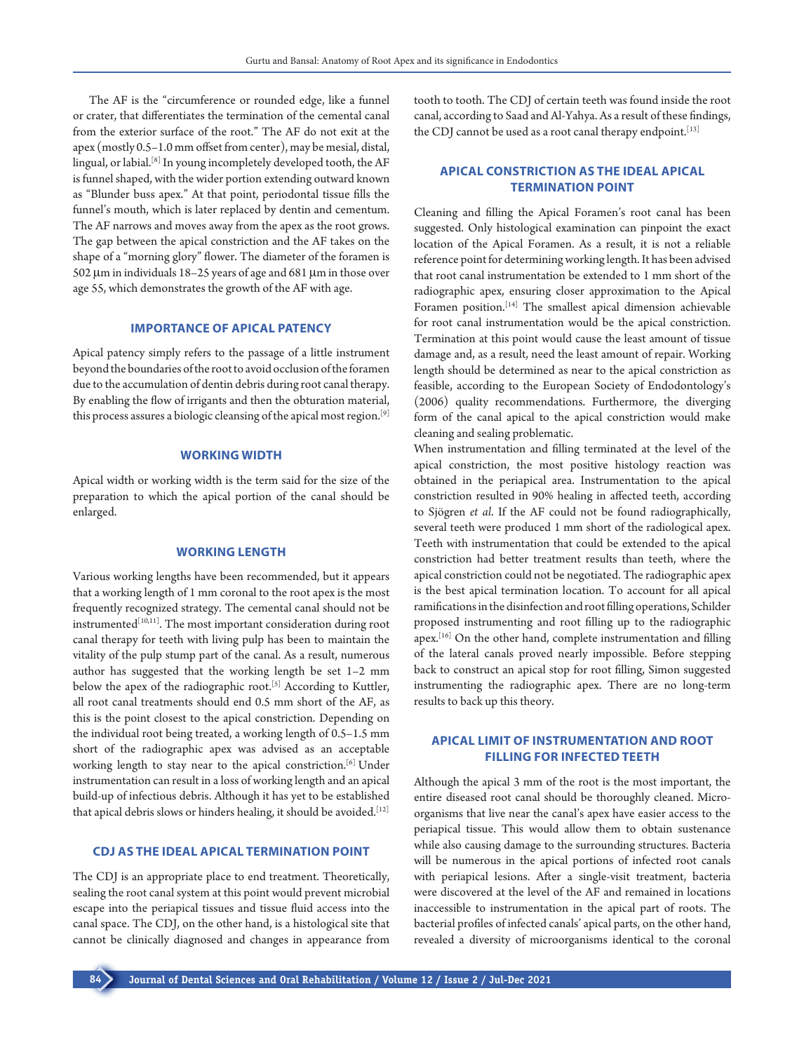The AF is the "circumference or rounded edge, like a funnel or crater, that differentiates the termination of the cemental canal from the exterior surface of the root." The AF do not exit at the apex (mostly 0.5–1.0 mm offset from center), may be mesial, distal, lingual, or labial.[8] In young incompletely developed tooth, the AF is funnel shaped, with the wider portion extending outward known as "Blunder buss apex." At that point, periodontal tissue fills the funnel's mouth, which is later replaced by dentin and cementum. The AF narrows and moves away from the apex as the root grows. The gap between the apical constriction and the AF takes on the shape of a "morning glory" flower. The diameter of the foramen is 502 μm in individuals 18–25 years of age and 681 μm in those over age 55, which demonstrates the growth of the AF with age.

## IMPORTANCE OF APICAL PATENCY

Apical patency simply refers to the passage of a little instrument beyond the boundaries of the root to avoid occlusion of the foramen due to the accumulation of dentin debris during root canal therapy. By enabling the flow of irrigants and then the obturation material, this process assures a biologic cleansing of the apical most region.[9]

## WORKING WIDTH

Apical width or working width is the term said for the size of the preparation to which the apical portion of the canal should be enlarged.

## WORKING LENGTH

Various working lengths have been recommended, but it appears that a working length of 1 mm coronal to the root apex is the most frequently recognized strategy. The cemental canal should not be instrumented[10,11]. The most important consideration during root canal therapy for teeth with living pulp has been to maintain the vitality of the pulp stump part of the canal. As a result, numerous author has suggested that the working length be set 1–2 mm below the apex of the radiographic root.[5] According to Kuttler, all root canal treatments should end 0.5 mm short of the AF, as this is the point closest to the apical constriction. Depending on the individual root being treated, a working length of 0.5–1.5 mm short of the radiographic apex was advised as an acceptable working length to stay near to the apical constriction.[6] Under instrumentation can result in a loss of working length and an apical build-up of infectious debris. Although it has yet to be established that apical debris slows or hinders healing, it should be avoided.[12]

## CDJ AS THE IDEAL APICAL TERMINATION POINT

The CDJ is an appropriate place to end treatment. Theoretically, sealing the root canal system at this point would prevent microbial escape into the periapical tissues and tissue fluid access into the canal space. The CDJ, on the other hand, is a histological site that cannot be clinically diagnosed and changes in appearance from tooth to tooth. The CDJ of certain teeth was found inside the root canal, according to Saad and Al-Yahya. As a result of these findings, the CDJ cannot be used as a root canal therapy endpoint.[13]

## APICAL CONSTRICTION AS THE IDEAL APICAL TERMINATION POINT

Cleaning and filling the Apical Foramen's root canal has been suggested. Only histological examination can pinpoint the exact location of the Apical Foramen. As a result, it is not a reliable reference point for determining working length. It has been advised that root canal instrumentation be extended to 1 mm short of the radiographic apex, ensuring closer approximation to the Apical Foramen position.[14] The smallest apical dimension achievable for root canal instrumentation would be the apical constriction. Termination at this point would cause the least amount of tissue damage and, as a result, need the least amount of repair. Working length should be determined as near to the apical constriction as feasible, according to the European Society of Endodontology's (2006) quality recommendations. Furthermore, the diverging form of the canal apical to the apical constriction would make cleaning and sealing problematic.

When instrumentation and filling terminated at the level of the apical constriction, the most positive histology reaction was obtained in the periapical area. Instrumentation to the apical constriction resulted in 90% healing in affected teeth, according to Sjögren *et al*. If the AF could not be found radiographically, several teeth were produced 1 mm short of the radiological apex. Teeth with instrumentation that could be extended to the apical constriction had better treatment results than teeth, where the apical constriction could not be negotiated. The radiographic apex is the best apical termination location. To account for all apical ramifications in the disinfection and root filling operations, Schilder proposed instrumenting and root filling up to the radiographic apex.[16] On the other hand, complete instrumentation and filling of the lateral canals proved nearly impossible. Before stepping back to construct an apical stop for root filling, Simon suggested instrumenting the radiographic apex. There are no long-term results to back up this theory.

## APICAL LIMIT OF INSTRUMENTATION AND ROOT FILLING FOR INFECTED TEETH

Although the apical 3 mm of the root is the most important, the entire diseased root canal should be thoroughly cleaned. Micro-organisms that live near the canal's apex have easier access to the periapical tissue. This would allow them to obtain sustenance while also causing damage to the surrounding structures. Bacteria will be numerous in the apical portions of infected root canals with periapical lesions. After a single-visit treatment, bacteria were discovered at the level of the AF and remained in locations inaccessible to instrumentation in the apical part of roots. The bacterial profiles of infected canals' apical parts, on the other hand, revealed a diversity of microorganisms identical to the coronal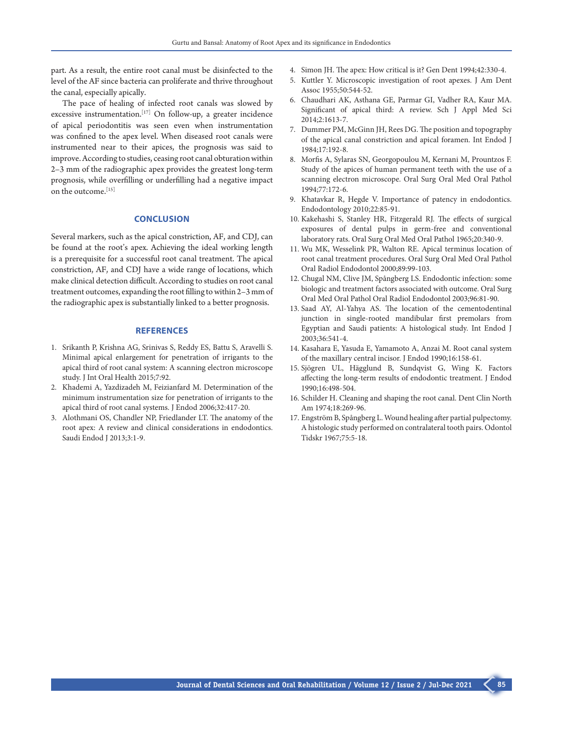part. As a result, the entire root canal must be disinfected to the level of the AF since bacteria can proliferate and thrive throughout the canal, especially apically.

The pace of healing of infected root canals was slowed by excessive instrumentation.[17] On follow-up, a greater incidence of apical periodontitis was seen even when instrumentation was confined to the apex level. When diseased root canals were instrumented near to their apices, the prognosis was said to improve. According to studies, ceasing root canal obturation within 2–3 mm of the radiographic apex provides the greatest long-term prognosis, while overfilling or underfilling had a negative impact on the outcome.[15]

## CONCLUSION

Several markers, such as the apical constriction, AF, and CDJ, can be found at the root's apex. Achieving the ideal working length is a prerequisite for a successful root canal treatment. The apical constriction, AF, and CDJ have a wide range of locations, which make clinical detection difficult. According to studies on root canal treatment outcomes, expanding the root filling to within 2–3 mm of the radiographic apex is substantially linked to a better prognosis.

## REFERENCES

1. Srikanth P, Krishna AG, Srinivas S, Reddy ES, Battu S, Aravelli S. Minimal apical enlargement for penetration of irrigants to the apical third of root canal system: A scanning electron microscope study. J Int Oral Health 2015;7:92.
2. Khademi A, Yazdizadeh M, Feizianfard M. Determination of the minimum instrumentation size for penetration of irrigants to the apical third of root canal systems. J Endod 2006;32:417-20.
3. Alothmani OS, Chandler NP, Friedlander LT. The anatomy of the root apex: A review and clinical considerations in endodontics. Saudi Endod J 2013;3:1-9.
4. Simon JH. The apex: How critical is it? Gen Dent 1994;42:330-4.
5. Kuttler Y. Microscopic investigation of root apexes. J Am Dent Assoc 1955;50:544-52.
6. Chaudhari AK, Asthana GE, Parmar GI, Vadher RA, Kaur MA. Significant of apical third: A review. Sch J Appl Med Sci 2014;2:1613-7.
7. Dummer PM, McGinn JH, Rees DG. The position and topography of the apical canal constriction and apical foramen. Int Endod J 1984;17:192-8.
8. Morfis A, Sylaras SN, Georgopoulou M, Kernani M, Prountzos F. Study of the apices of human permanent teeth with the use of a scanning electron microscope. Oral Surg Oral Med Oral Pathol 1994;77:172-6.
9. Khatavkar R, Hegde V. Importance of patency in endodontics. Endodontology 2010;22:85-91.
10. Kakehashi S, Stanley HR, Fitzgerald RJ. The effects of surgical exposures of dental pulps in germ-free and conventional laboratory rats. Oral Surg Oral Med Oral Pathol 1965;20:340-9.
11. Wu MK, Wesselink PR, Walton RE. Apical terminus location of root canal treatment procedures. Oral Surg Oral Med Oral Pathol Oral Radiol Endodontol 2000;89:99-103.
12. Chugal NM, Clive JM, Spångberg LS. Endodontic infection: some biologic and treatment factors associated with outcome. Oral Surg Oral Med Oral Pathol Oral Radiol Endodontol 2003;96:81-90.
13. Saad AY, Al-Yahya AS. The location of the cementodentinal junction in single-rooted mandibular first premolars from Egyptian and Saudi patients: A histological study. Int Endod J 2003;36:541-4.
14. Kasahara E, Yasuda E, Yamamoto A, Anzai M. Root canal system of the maxillary central incisor. J Endod 1990;16:158-61.
15. Sjögren UL, Hägglund B, Sundqvist G, Wing K. Factors affecting the long-term results of endodontic treatment. J Endod 1990;16:498-504.
16. Schilder H. Cleaning and shaping the root canal. Dent Clin North Am 1974;18:269-96.
17. Engström B, Spångberg L. Wound healing after partial pulpectomy. A histologic study performed on contralateral tooth pairs. Odontol Tidskr 1967;75:5-18.